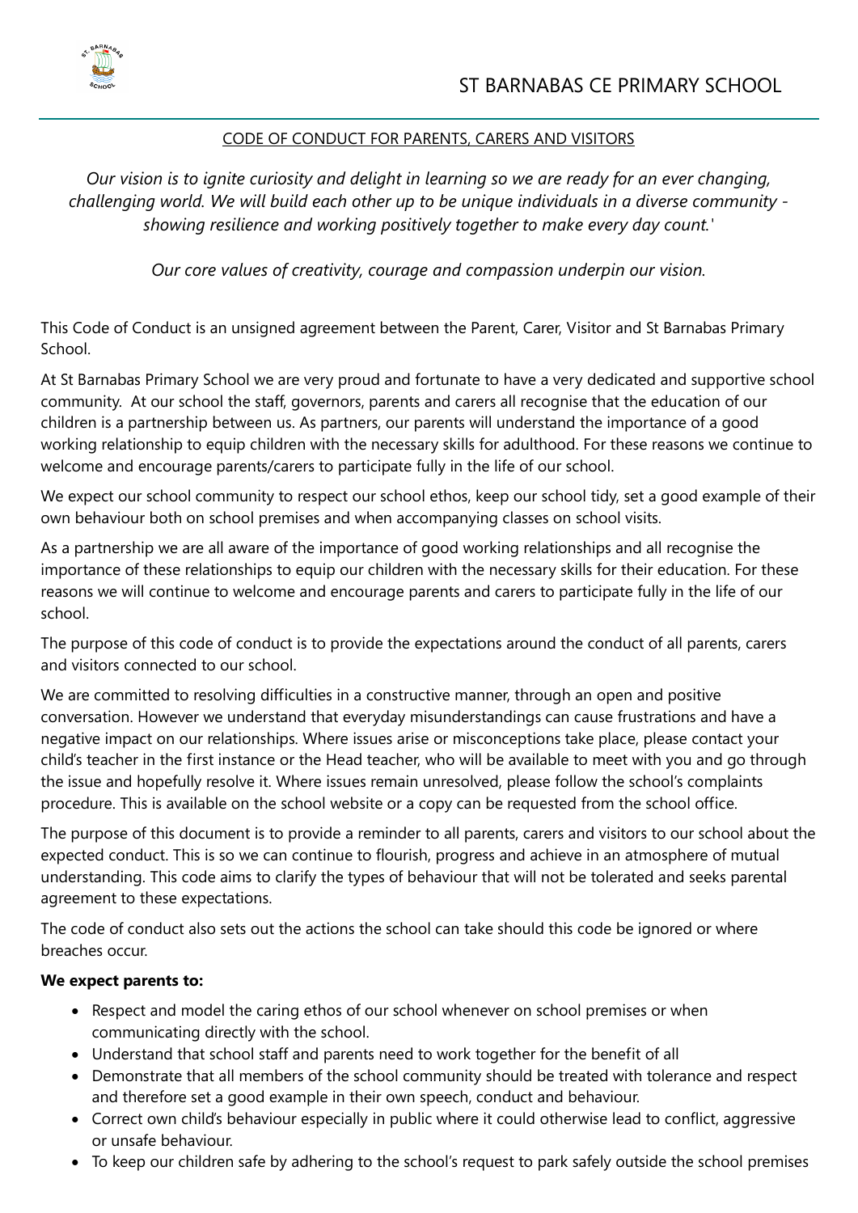# ST BARNABAS CE PRIMARY SCHOOL

## CODE OF CONDUCT FOR PARENTS, CARERS AND VISITORS

*Our vision is to ignite curiosity and delight in learning so we are ready for an ever changing, challenging world. We will build each other up to be unique individuals in a diverse community - showing resilience and working positively together to make every day count.'*

*Our core values of creativity, courage and compassion underpin our vision.*

This Code of Conduct is an unsigned agreement between the Parent, Carer, Visitor and St Barnabas Primary School.

At St Barnabas Primary School we are very proud and fortunate to have a very dedicated and supportive school community. At our school the staff, governors, parents and carers all recognise that the education of our children is a partnership between us. As partners, our parents will understand the importance of a good working relationship to equip children with the necessary skills for adulthood. For these reasons we continue to welcome and encourage parents/carers to participate fully in the life of our school.

We expect our school community to respect our school ethos, keep our school tidy, set a good example of their own behaviour both on school premises and when accompanying classes on school visits.

As a partnership we are all aware of the importance of good working relationships and all recognise the importance of these relationships to equip our children with the necessary skills for their education. For these reasons we will continue to welcome and encourage parents and carers to participate fully in the life of our school.

The purpose of this code of conduct is to provide the expectations around the conduct of all parents, carers and visitors connected to our school.

We are committed to resolving difficulties in a constructive manner, through an open and positive conversation. However we understand that everyday misunderstandings can cause frustrations and have a negative impact on our relationships. Where issues arise or misconceptions take place, please contact your child's teacher in the first instance or the Head teacher, who will be available to meet with you and go through the issue and hopefully resolve it. Where issues remain unresolved, please follow the school's complaints procedure. This is available on the school website or a copy can be requested from the school office.

The purpose of this document is to provide a reminder to all parents, carers and visitors to our school about the expected conduct. This is so we can continue to flourish, progress and achieve in an atmosphere of mutual understanding. This code aims to clarify the types of behaviour that will not be tolerated and seeks parental agreement to these expectations.

The code of conduct also sets out the actions the school can take should this code be ignored or where breaches occur.

**We expect parents to:**

- Respect and model the caring ethos of our school whenever on school premises or when communicating directly with the school.
- Understand that school staff and parents need to work together for the benefit of all
- Demonstrate that all members of the school community should be treated with tolerance and respect and therefore set a good example in their own speech, conduct and behaviour.
- Correct own child's behaviour especially in public where it could otherwise lead to conflict, aggressive or unsafe behaviour.
- To keep our children safe by adhering to the school's request to park safely outside the school premises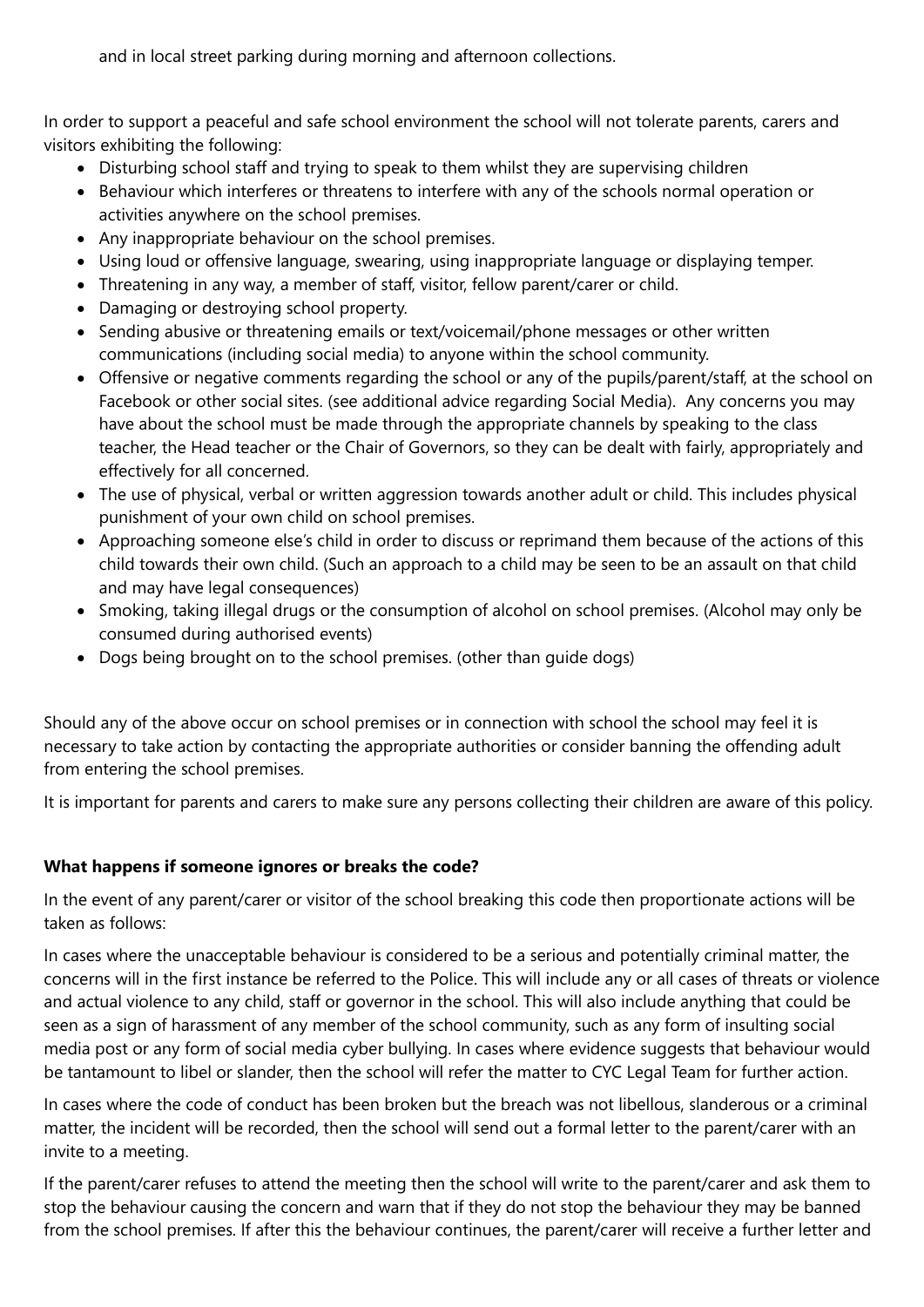and in local street parking during morning and afternoon collections.

In order to support a peaceful and safe school environment the school will not tolerate parents, carers and visitors exhibiting the following:

- Disturbing school staff and trying to speak to them whilst they are supervising children
- Behaviour which interferes or threatens to interfere with any of the schools normal operation or activities anywhere on the school premises.
- Any inappropriate behaviour on the school premises.
- Using loud or offensive language, swearing, using inappropriate language or displaying temper.
- Threatening in any way, a member of staff, visitor, fellow parent/carer or child.
- Damaging or destroying school property.
- Sending abusive or threatening emails or text/voicemail/phone messages or other written communications (including social media) to anyone within the school community.
- Offensive or negative comments regarding the school or any of the pupils/parent/staff, at the school on Facebook or other social sites. (see additional advice regarding Social Media). Any concerns you may have about the school must be made through the appropriate channels by speaking to the class teacher, the Head teacher or the Chair of Governors, so they can be dealt with fairly, appropriately and effectively for all concerned.
- The use of physical, verbal or written aggression towards another adult or child. This includes physical punishment of your own child on school premises.
- Approaching someone else's child in order to discuss or reprimand them because of the actions of this child towards their own child. (Such an approach to a child may be seen to be an assault on that child and may have legal consequences)
- Smoking, taking illegal drugs or the consumption of alcohol on school premises. (Alcohol may only be consumed during authorised events)
- Dogs being brought on to the school premises. (other than guide dogs)

Should any of the above occur on school premises or in connection with school the school may feel it is necessary to take action by contacting the appropriate authorities or consider banning the offending adult from entering the school premises.

It is important for parents and carers to make sure any persons collecting their children are aware of this policy.

**What happens if someone ignores or breaks the code?**

In the event of any parent/carer or visitor of the school breaking this code then proportionate actions will be taken as follows:

In cases where the unacceptable behaviour is considered to be a serious and potentially criminal matter, the concerns will in the first instance be referred to the Police. This will include any or all cases of threats or violence and actual violence to any child, staff or governor in the school. This will also include anything that could be seen as a sign of harassment of any member of the school community, such as any form of insulting social media post or any form of social media cyber bullying. In cases where evidence suggests that behaviour would be tantamount to libel or slander, then the school will refer the matter to CYC Legal Team for further action.

In cases where the code of conduct has been broken but the breach was not libellous, slanderous or a criminal matter, the incident will be recorded, then the school will send out a formal letter to the parent/carer with an invite to a meeting.

If the parent/carer refuses to attend the meeting then the school will write to the parent/carer and ask them to stop the behaviour causing the concern and warn that if they do not stop the behaviour they may be banned from the school premises. If after this the behaviour continues, the parent/carer will receive a further letter and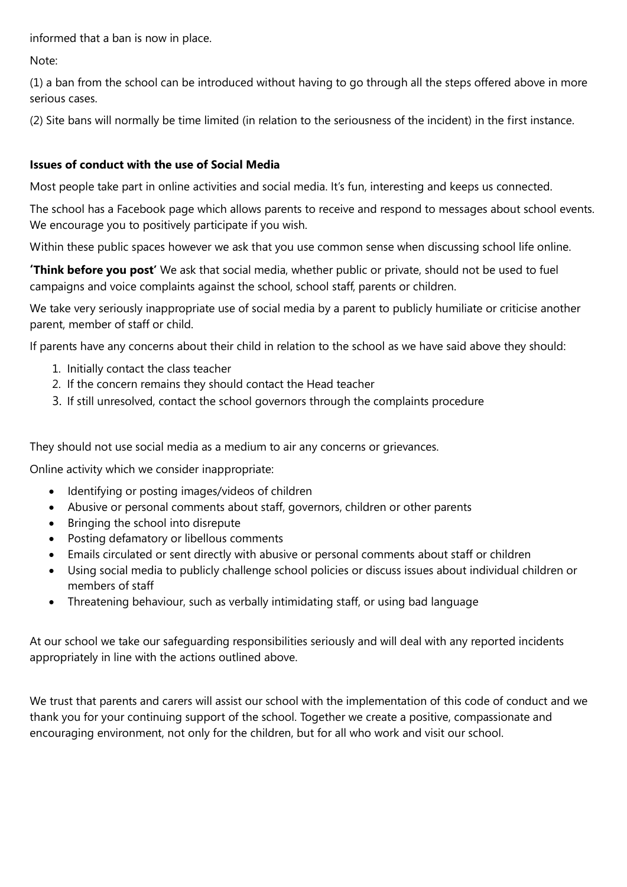informed that a ban is now in place.

Note:

(1) a ban from the school can be introduced without having to go through all the steps offered above in more serious cases.

(2) Site bans will normally be time limited (in relation to the seriousness of the incident) in the first instance.

### Issues of conduct with the use of Social Media

Most people take part in online activities and social media. It's fun, interesting and keeps us connected.

The school has a Facebook page which allows parents to receive and respond to messages about school events. We encourage you to positively participate if you wish.

Within these public spaces however we ask that you use common sense when discussing school life online.

**'Think before you post'** We ask that social media, whether public or private, should not be used to fuel campaigns and voice complaints against the school, school staff, parents or children.

We take very seriously inappropriate use of social media by a parent to publicly humiliate or criticise another parent, member of staff or child.

If parents have any concerns about their child in relation to the school as we have said above they should:

1. Initially contact the class teacher
2. If the concern remains they should contact the Head teacher
3. If still unresolved, contact the school governors through the complaints procedure

They should not use social media as a medium to air any concerns or grievances.

Online activity which we consider inappropriate:

- Identifying or posting images/videos of children
- Abusive or personal comments about staff, governors, children or other parents
- Bringing the school into disrepute
- Posting defamatory or libellous comments
- Emails circulated or sent directly with abusive or personal comments about staff or children
- Using social media to publicly challenge school policies or discuss issues about individual children or members of staff
- Threatening behaviour, such as verbally intimidating staff, or using bad language

At our school we take our safeguarding responsibilities seriously and will deal with any reported incidents appropriately in line with the actions outlined above.

We trust that parents and carers will assist our school with the implementation of this code of conduct and we thank you for your continuing support of the school. Together we create a positive, compassionate and encouraging environment, not only for the children, but for all who work and visit our school.